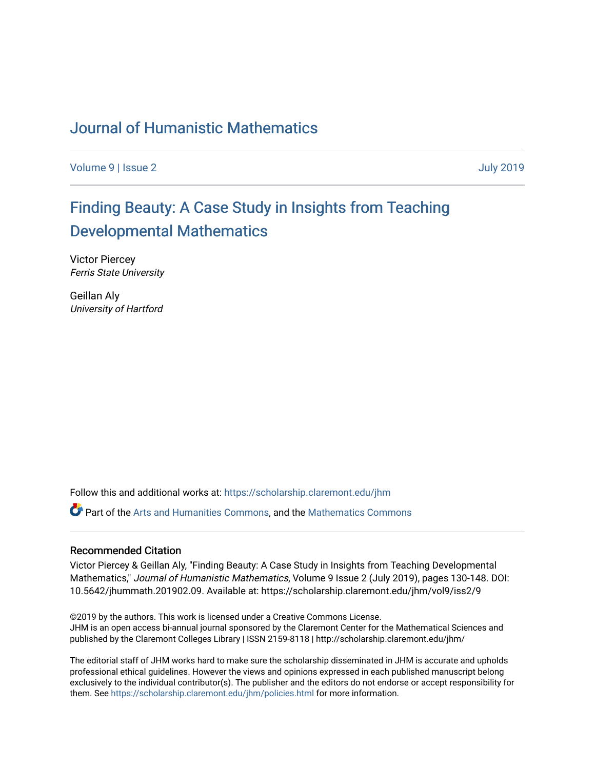# Journal of Humanistic Mathematics

Volume 9 | Issue 2 July 2019

## Finding Beauty: A Case Study in Insights from Teaching Developmental Mathematics

Victor Piercey
*Ferris State University*

Geillan Aly
*University of Hartford*

Follow this and additional works at: https://scholarship.claremont.edu/jhm

Part of the Arts and Humanities Commons, and the Mathematics Commons

### Recommended Citation

Victor Piercey & Geillan Aly, "Finding Beauty: A Case Study in Insights from Teaching Developmental Mathematics," *Journal of Humanistic Mathematics*, Volume 9 Issue 2 (July 2019), pages 130-148. DOI: 10.5642/jhummath.201902.09. Available at: https://scholarship.claremont.edu/jhm/vol9/iss2/9

©2019 by the authors. This work is licensed under a Creative Commons License.
JHM is an open access bi-annual journal sponsored by the Claremont Center for the Mathematical Sciences and published by the Claremont Colleges Library | ISSN 2159-8118 | http://scholarship.claremont.edu/jhm/

The editorial staff of JHM works hard to make sure the scholarship disseminated in JHM is accurate and upholds professional ethical guidelines. However the views and opinions expressed in each published manuscript belong exclusively to the individual contributor(s). The publisher and the editors do not endorse or accept responsibility for them. See https://scholarship.claremont.edu/jhm/policies.html for more information.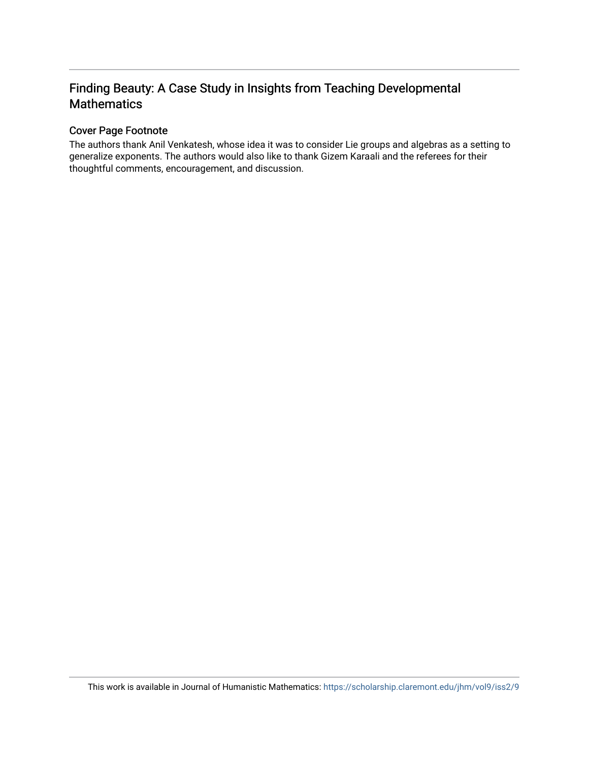## Finding Beauty: A Case Study in Insights from Teaching Developmental Mathematics

### Cover Page Footnote

The authors thank Anil Venkatesh, whose idea it was to consider Lie groups and algebras as a setting to generalize exponents. The authors would also like to thank Gizem Karaali and the referees for their thoughtful comments, encouragement, and discussion.

This work is available in Journal of Humanistic Mathematics: https://scholarship.claremont.edu/jhm/vol9/iss2/9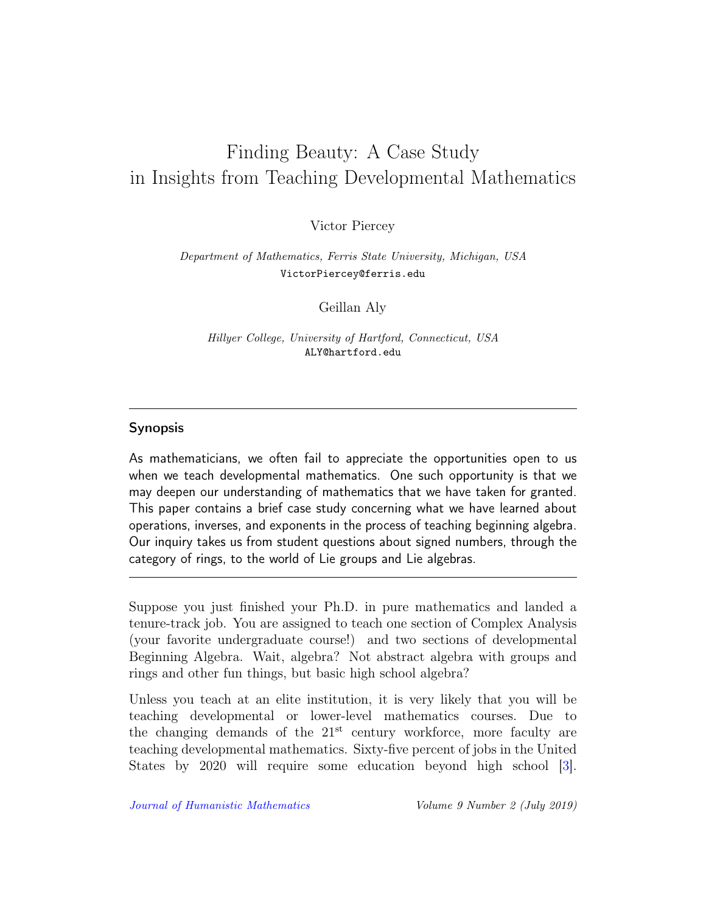# Finding Beauty: A Case Study in Insights from Teaching Developmental Mathematics

Victor Piercey

*Department of Mathematics, Ferris State University, Michigan, USA*
VictorPiercey@ferris.edu

Geillan Aly

*Hillyer College, University of Hartford, Connecticut, USA*
ALY@hartford.edu

## Synopsis

As mathematicians, we often fail to appreciate the opportunities open to us when we teach developmental mathematics. One such opportunity is that we may deepen our understanding of mathematics that we have taken for granted. This paper contains a brief case study concerning what we have learned about operations, inverses, and exponents in the process of teaching beginning algebra. Our inquiry takes us from student questions about signed numbers, through the category of rings, to the world of Lie groups and Lie algebras.

Suppose you just finished your Ph.D. in pure mathematics and landed a tenure-track job. You are assigned to teach one section of Complex Analysis (your favorite undergraduate course!) and two sections of developmental Beginning Algebra. Wait, algebra? Not abstract algebra with groups and rings and other fun things, but basic high school algebra?

Unless you teach at an elite institution, it is very likely that you will be teaching developmental or lower-level mathematics courses. Due to the changing demands of the 21st century workforce, more faculty are teaching developmental mathematics. Sixty-five percent of jobs in the United States by 2020 will require some education beyond high school [3].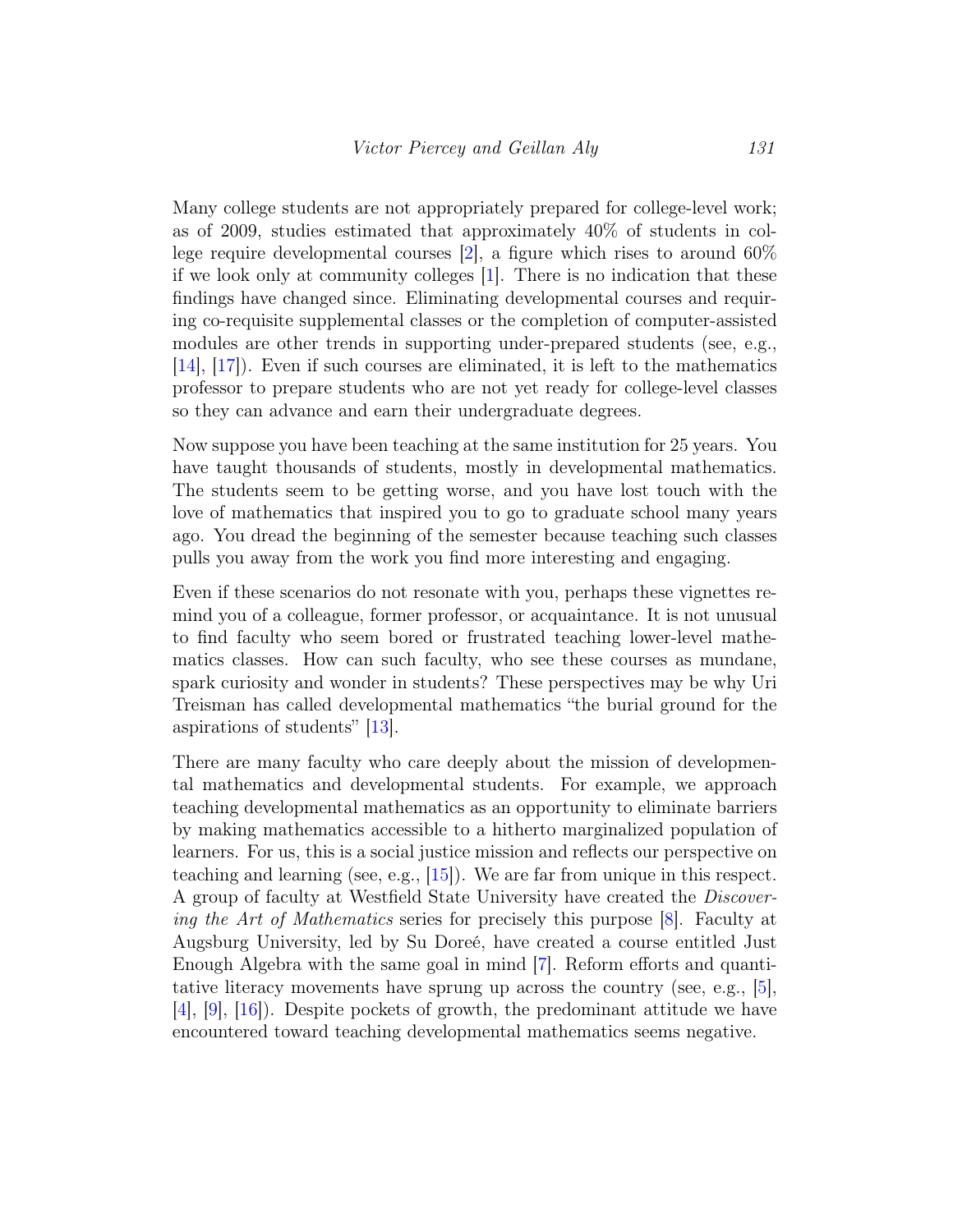Many college students are not appropriately prepared for college-level work; as of 2009, studies estimated that approximately 40% of students in college require developmental courses [2], a figure which rises to around 60% if we look only at community colleges [1]. There is no indication that these findings have changed since. Eliminating developmental courses and requiring co-requisite supplemental classes or the completion of computer-assisted modules are other trends in supporting under-prepared students (see, e.g., [14], [17]). Even if such courses are eliminated, it is left to the mathematics professor to prepare students who are not yet ready for college-level classes so they can advance and earn their undergraduate degrees.

Now suppose you have been teaching at the same institution for 25 years. You have taught thousands of students, mostly in developmental mathematics. The students seem to be getting worse, and you have lost touch with the love of mathematics that inspired you to go to graduate school many years ago. You dread the beginning of the semester because teaching such classes pulls you away from the work you find more interesting and engaging.

Even if these scenarios do not resonate with you, perhaps these vignettes remind you of a colleague, former professor, or acquaintance. It is not unusual to find faculty who seem bored or frustrated teaching lower-level mathematics classes. How can such faculty, who see these courses as mundane, spark curiosity and wonder in students? These perspectives may be why Uri Treisman has called developmental mathematics "the burial ground for the aspirations of students" [13].

There are many faculty who care deeply about the mission of developmental mathematics and developmental students. For example, we approach teaching developmental mathematics as an opportunity to eliminate barriers by making mathematics accessible to a hitherto marginalized population of learners. For us, this is a social justice mission and reflects our perspective on teaching and learning (see, e.g., [15]). We are far from unique in this respect. A group of faculty at Westfield State University have created the *Discovering the Art of Mathematics* series for precisely this purpose [8]. Faculty at Augsburg University, led by Su Doreé, have created a course entitled Just Enough Algebra with the same goal in mind [7]. Reform efforts and quantitative literacy movements have sprung up across the country (see, e.g., [5], [4], [9], [16]). Despite pockets of growth, the predominant attitude we have encountered toward teaching developmental mathematics seems negative.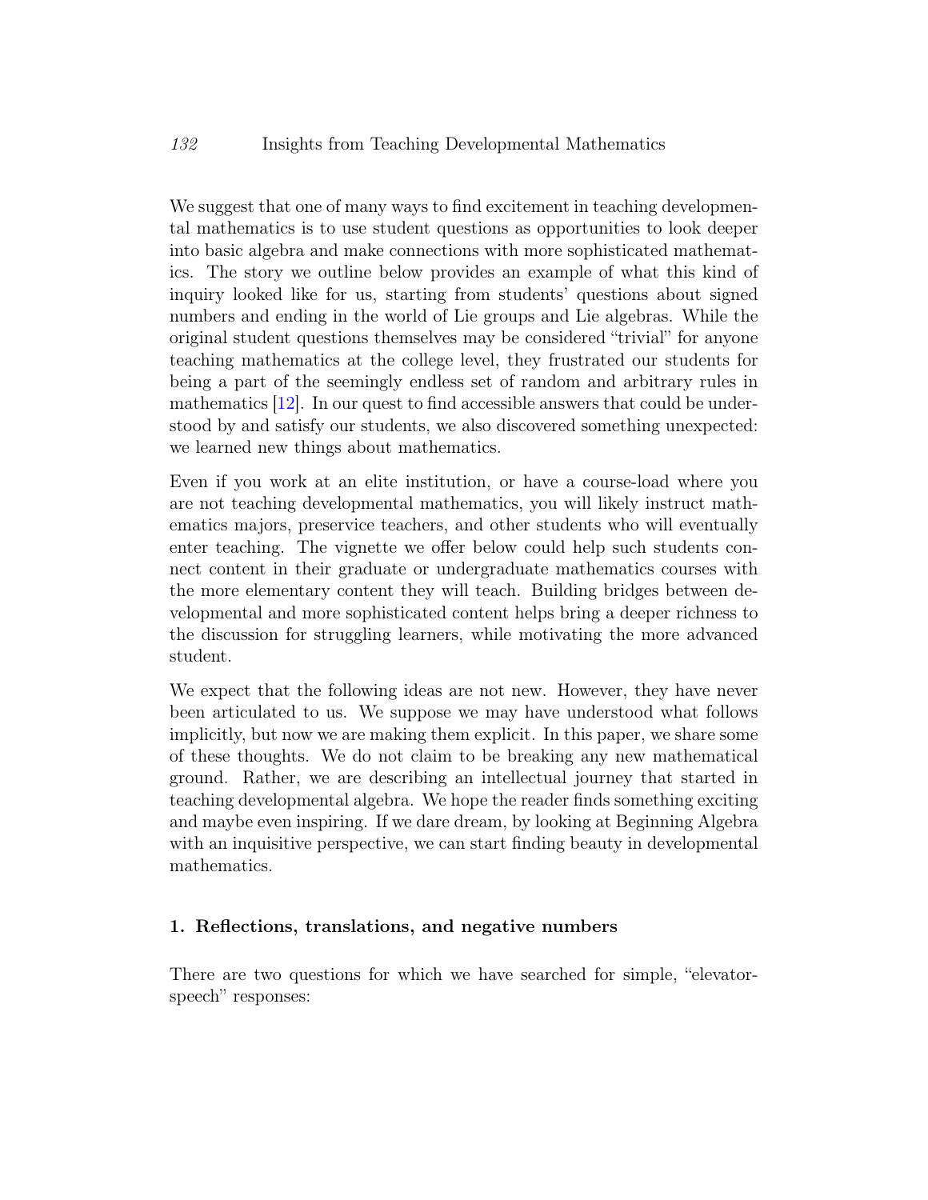We suggest that one of many ways to find excitement in teaching developmental mathematics is to use student questions as opportunities to look deeper into basic algebra and make connections with more sophisticated mathematics. The story we outline below provides an example of what this kind of inquiry looked like for us, starting from students' questions about signed numbers and ending in the world of Lie groups and Lie algebras. While the original student questions themselves may be considered "trivial" for anyone teaching mathematics at the college level, they frustrated our students for being a part of the seemingly endless set of random and arbitrary rules in mathematics [12]. In our quest to find accessible answers that could be understood by and satisfy our students, we also discovered something unexpected: we learned new things about mathematics.

Even if you work at an elite institution, or have a course-load where you are not teaching developmental mathematics, you will likely instruct mathematics majors, preservice teachers, and other students who will eventually enter teaching. The vignette we offer below could help such students connect content in their graduate or undergraduate mathematics courses with the more elementary content they will teach. Building bridges between developmental and more sophisticated content helps bring a deeper richness to the discussion for struggling learners, while motivating the more advanced student.

We expect that the following ideas are not new. However, they have never been articulated to us. We suppose we may have understood what follows implicitly, but now we are making them explicit. In this paper, we share some of these thoughts. We do not claim to be breaking any new mathematical ground. Rather, we are describing an intellectual journey that started in teaching developmental algebra. We hope the reader finds something exciting and maybe even inspiring. If we dare dream, by looking at Beginning Algebra with an inquisitive perspective, we can start finding beauty in developmental mathematics.

## 1. Reflections, translations, and negative numbers

There are two questions for which we have searched for simple, "elevator-speech" responses: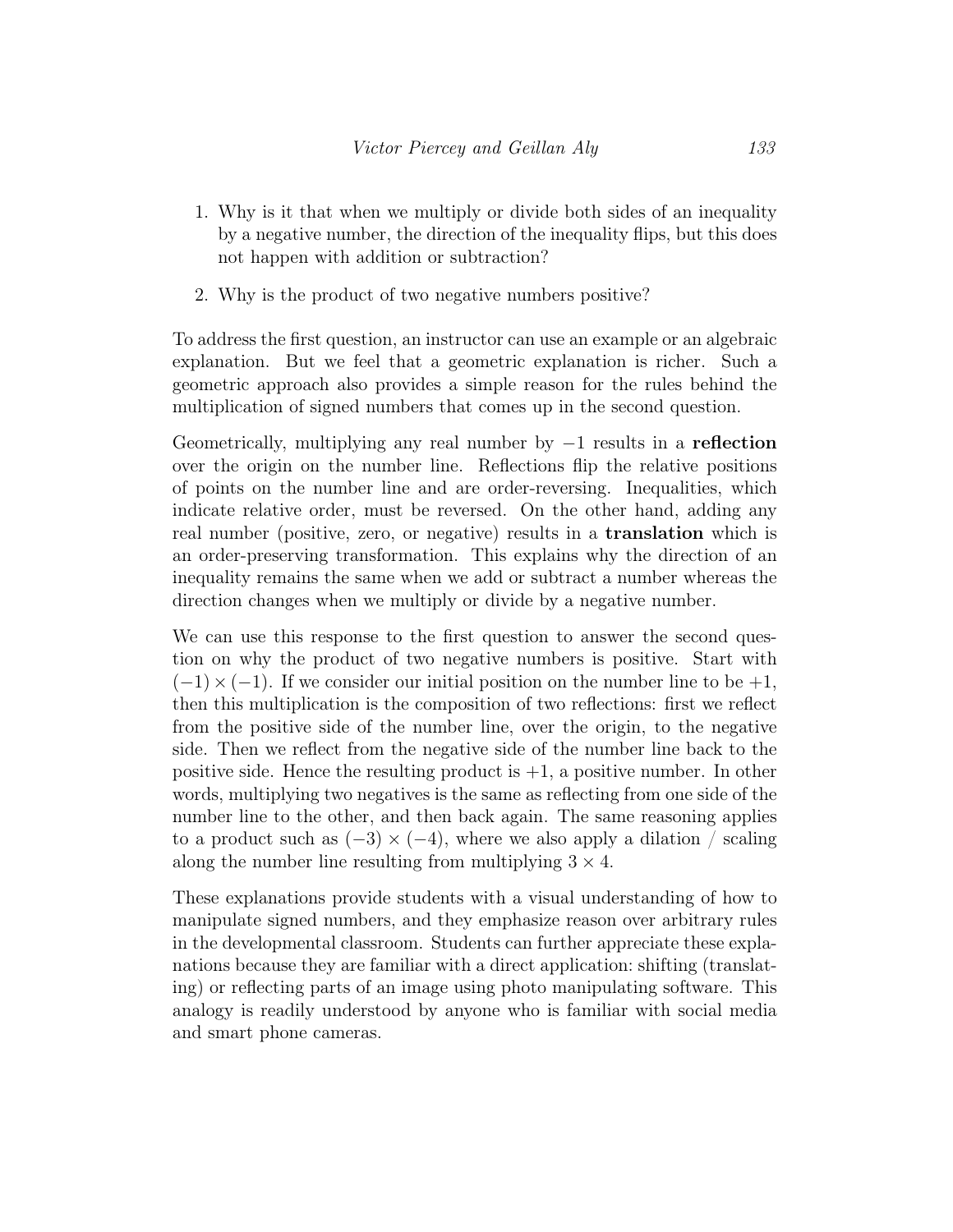1. Why is it that when we multiply or divide both sides of an inequality by a negative number, the direction of the inequality flips, but this does not happen with addition or subtraction?
2. Why is the product of two negative numbers positive?

To address the first question, an instructor can use an example or an algebraic explanation. But we feel that a geometric explanation is richer. Such a geometric approach also provides a simple reason for the rules behind the multiplication of signed numbers that comes up in the second question.

Geometrically, multiplying any real number by $-1$ results in a **reflection** over the origin on the number line. Reflections flip the relative positions of points on the number line and are order-reversing. Inequalities, which indicate relative order, must be reversed. On the other hand, adding any real number (positive, zero, or negative) results in a **translation** which is an order-preserving transformation. This explains why the direction of an inequality remains the same when we add or subtract a number whereas the direction changes when we multiply or divide by a negative number.

We can use this response to the first question to answer the second question on why the product of two negative numbers is positive. Start with $(-1) \times (-1)$. If we consider our initial position on the number line to be $+1$, then this multiplication is the composition of two reflections: first we reflect from the positive side of the number line, over the origin, to the negative side. Then we reflect from the negative side of the number line back to the positive side. Hence the resulting product is $+1$, a positive number. In other words, multiplying two negatives is the same as reflecting from one side of the number line to the other, and then back again. The same reasoning applies to a product such as $(-3) \times (-4)$, where we also apply a dilation / scaling along the number line resulting from multiplying $3 \times 4$.

These explanations provide students with a visual understanding of how to manipulate signed numbers, and they emphasize reason over arbitrary rules in the developmental classroom. Students can further appreciate these explanations because they are familiar with a direct application: shifting (translating) or reflecting parts of an image using photo manipulating software. This analogy is readily understood by anyone who is familiar with social media and smart phone cameras.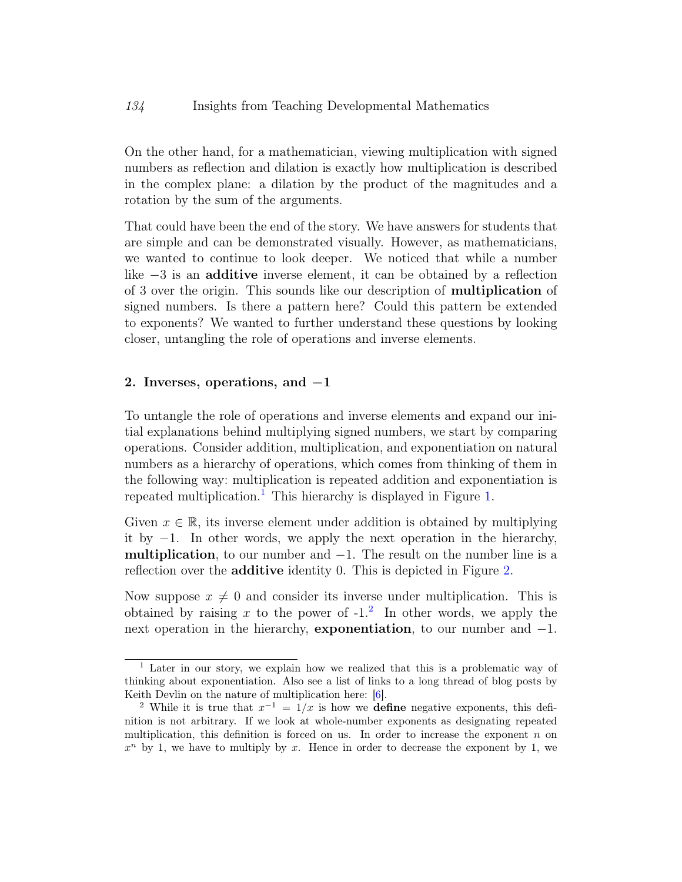On the other hand, for a mathematician, viewing multiplication with signed numbers as reflection and dilation is exactly how multiplication is described in the complex plane: a dilation by the product of the magnitudes and a rotation by the sum of the arguments.

That could have been the end of the story. We have answers for students that are simple and can be demonstrated visually. However, as mathematicians, we wanted to continue to look deeper. We noticed that while a number like $-3$ is an **additive** inverse element, it can be obtained by a reflection of 3 over the origin. This sounds like our description of **multiplication** of signed numbers. Is there a pattern here? Could this pattern be extended to exponents? We wanted to further understand these questions by looking closer, untangling the role of operations and inverse elements.

## 2. Inverses, operations, and $-1$

To untangle the role of operations and inverse elements and expand our initial explanations behind multiplying signed numbers, we start by comparing operations. Consider addition, multiplication, and exponentiation on natural numbers as a hierarchy of operations, which comes from thinking of them in the following way: multiplication is repeated addition and exponentiation is repeated multiplication.[1] This hierarchy is displayed in Figure 1.

Given $x \in \mathbb{R}$, its inverse element under addition is obtained by multiplying it by $-1$. In other words, we apply the next operation in the hierarchy, **multiplication**, to our number and $-1$. The result on the number line is a reflection over the **additive** identity 0. This is depicted in Figure 2.

Now suppose $x \neq 0$ and consider its inverse under multiplication. This is obtained by raising $x$ to the power of -1.[2] In other words, we apply the next operation in the hierarchy, **exponentiation**, to our number and $-1$.

---

[1] Later in our story, we explain how we realized that this is a problematic way of thinking about exponentiation. Also see a list of links to a long thread of blog posts by Keith Devlin on the nature of multiplication here: [6].

[2] While it is true that $x^{-1} = 1/x$ is how we **define** negative exponents, this definition is not arbitrary. If we look at whole-number exponents as designating repeated multiplication, this definition is forced on us. In order to increase the exponent $n$ on $x^n$ by 1, we have to multiply by $x$. Hence in order to decrease the exponent by 1, we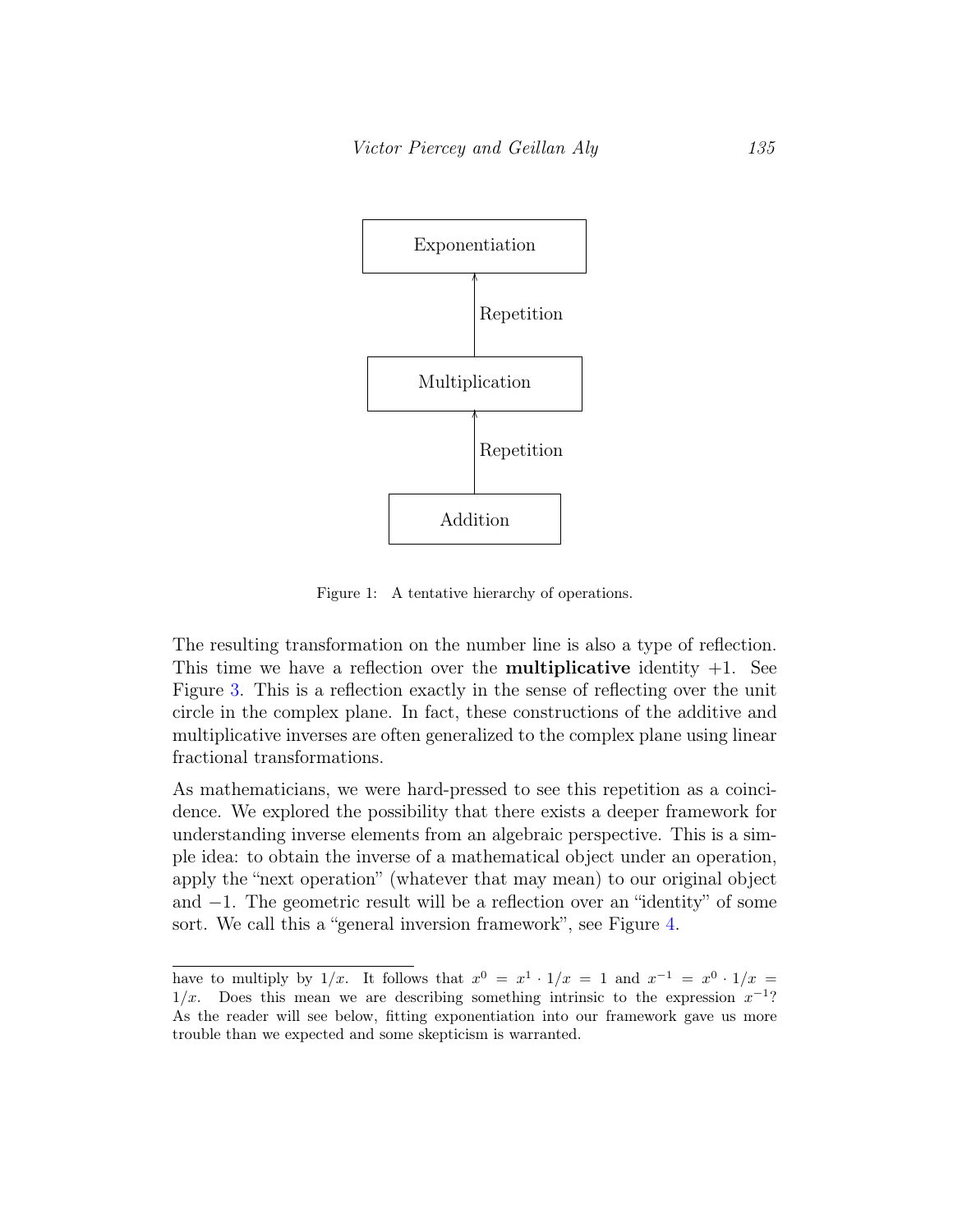Exponentiation

↑ Repetition

Multiplication

↑ Repetition

Addition

Figure 1: A tentative hierarchy of operations.

The resulting transformation on the number line is also a type of reflection. This time we have a reflection over the **multiplicative** identity $+1$. See Figure 3. This is a reflection exactly in the sense of reflecting over the unit circle in the complex plane. In fact, these constructions of the additive and multiplicative inverses are often generalized to the complex plane using linear fractional transformations.

As mathematicians, we were hard-pressed to see this repetition as a coincidence. We explored the possibility that there exists a deeper framework for understanding inverse elements from an algebraic perspective. This is a simple idea: to obtain the inverse of a mathematical object under an operation, apply the "next operation" (whatever that may mean) to our original object and $-1$. The geometric result will be a reflection over an "identity" of some sort. We call this a "general inversion framework", see Figure 4.

---

have to multiply by $1/x$. It follows that $x^0 = x^1 \cdot 1/x = 1$ and $x^{-1} = x^0 \cdot 1/x = 1/x$. Does this mean we are describing something intrinsic to the expression $x^{-1}$? As the reader will see below, fitting exponentiation into our framework gave us more trouble than we expected and some skepticism is warranted.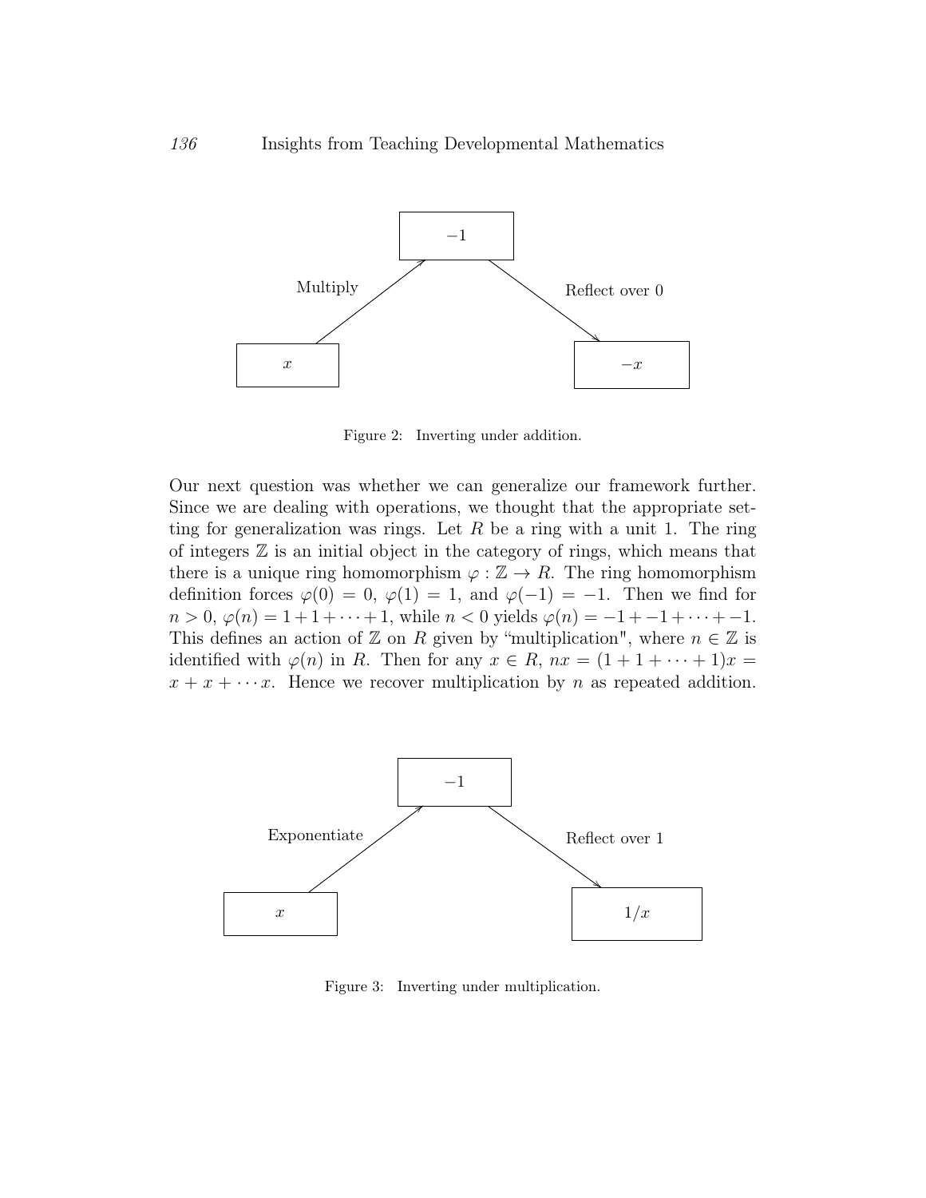Figure 2: Inverting under addition.

Our next question was whether we can generalize our framework further. Since we are dealing with operations, we thought that the appropriate setting for generalization was rings. Let $R$ be a ring with a unit 1. The ring of integers $\mathbb{Z}$ is an initial object in the category of rings, which means that there is a unique ring homomorphism $\varphi : \mathbb{Z} \to R$. The ring homomorphism definition forces $\varphi(0) = 0$, $\varphi(1) = 1$, and $\varphi(-1) = -1$. Then we find for $n > 0$, $\varphi(n) = 1 + 1 + \cdots + 1$, while $n < 0$ yields $\varphi(n) = -1 + -1 + \cdots + -1$. This defines an action of $\mathbb{Z}$ on $R$ given by "multiplication", where $n \in \mathbb{Z}$ is identified with $\varphi(n)$ in $R$. Then for any $x \in R$, $nx = (1 + 1 + \cdots + 1)x = x + x + \cdots x$. Hence we recover multiplication by $n$ as repeated addition.

Figure 3: Inverting under multiplication.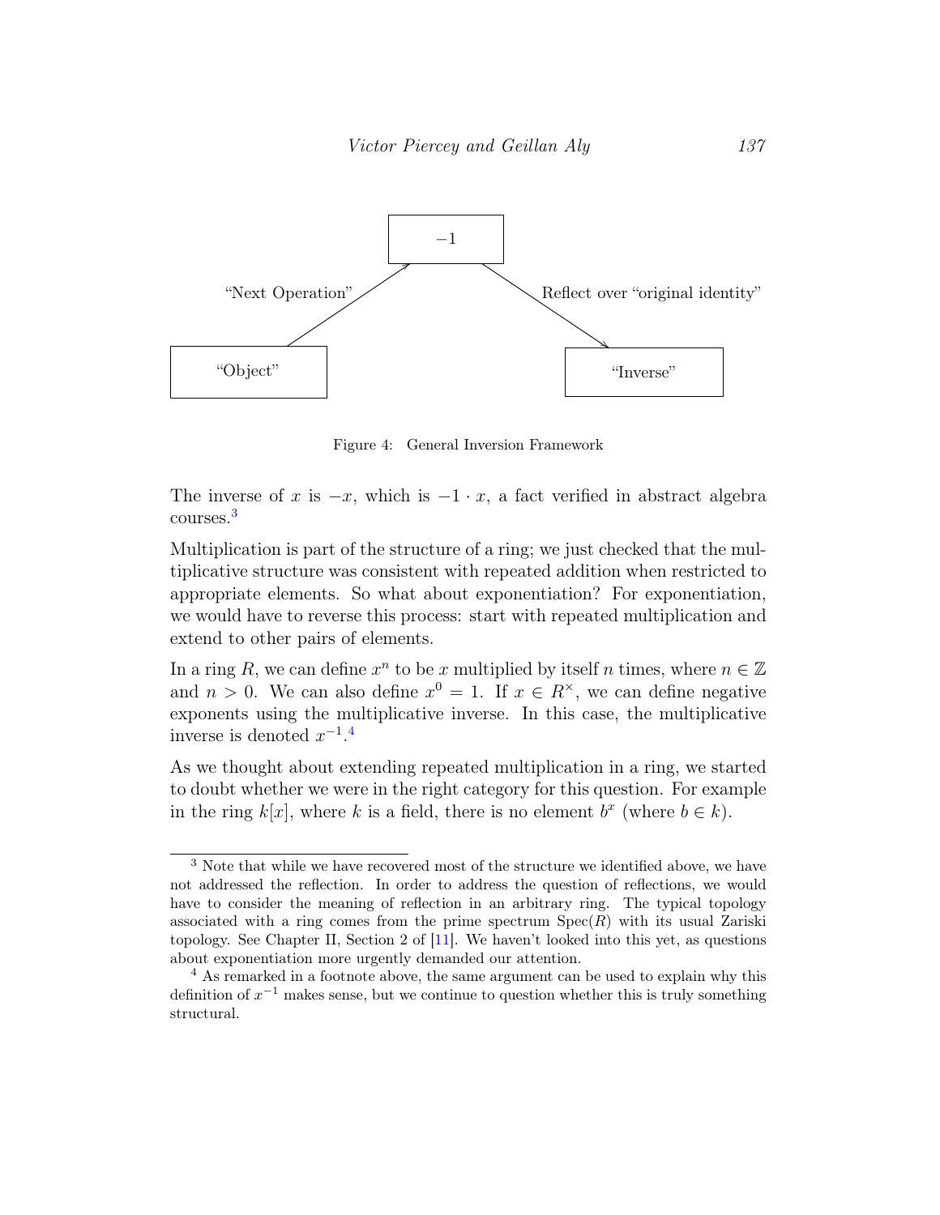Figure 4: General Inversion Framework

The inverse of $x$ is $-x$, which is $-1 \cdot x$, a fact verified in abstract algebra courses.[3]

Multiplication is part of the structure of a ring; we just checked that the multiplicative structure was consistent with repeated addition when restricted to appropriate elements. So what about exponentiation? For exponentiation, we would have to reverse this process: start with repeated multiplication and extend to other pairs of elements.

In a ring $R$, we can define $x^n$ to be $x$ multiplied by itself $n$ times, where $n \in \mathbb{Z}$ and $n > 0$. We can also define $x^0 = 1$. If $x \in R^{\times}$, we can define negative exponents using the multiplicative inverse. In this case, the multiplicative inverse is denoted $x^{-1}$.[4]

As we thought about extending repeated multiplication in a ring, we started to doubt whether we were in the right category for this question. For example in the ring $k[x]$, where $k$ is a field, there is no element $b^x$ (where $b \in k$).

---

[3] Note that while we have recovered most of the structure we identified above, we have not addressed the reflection. In order to address the question of reflections, we would have to consider the meaning of reflection in an arbitrary ring. The typical topology associated with a ring comes from the prime spectrum $\mathrm{Spec}(R)$ with its usual Zariski topology. See Chapter II, Section 2 of [11]. We haven't looked into this yet, as questions about exponentiation more urgently demanded our attention.

[4] As remarked in a footnote above, the same argument can be used to explain why this definition of $x^{-1}$ makes sense, but we continue to question whether this is truly something structural.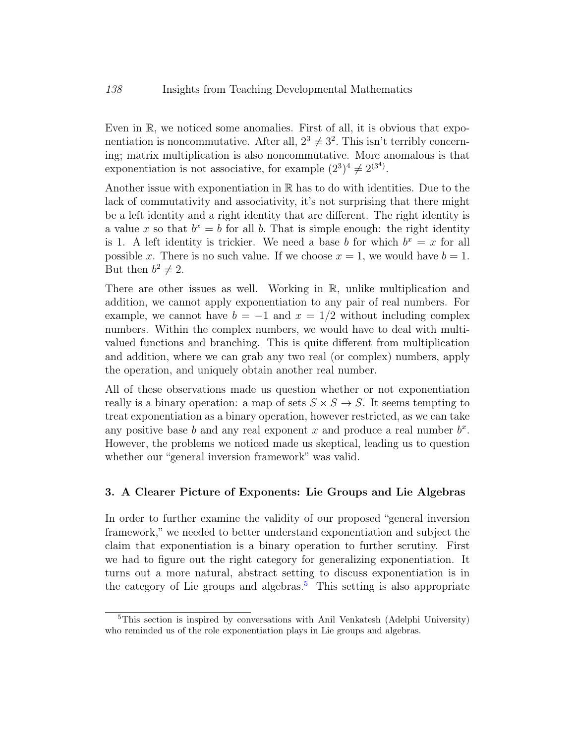Even in $\mathbb{R}$, we noticed some anomalies. First of all, it is obvious that exponentiation is noncommutative. After all, $2^3 \neq 3^2$. This isn't terribly concerning; matrix multiplication is also noncommutative. More anomalous is that exponentiation is not associative, for example $(2^3)^4 \neq 2^{(3^4)}$.

Another issue with exponentiation in $\mathbb{R}$ has to do with identities. Due to the lack of commutativity and associativity, it's not surprising that there might be a left identity and a right identity that are different. The right identity is a value $x$ so that $b^x = b$ for all $b$. That is simple enough: the right identity is 1. A left identity is trickier. We need a base $b$ for which $b^x = x$ for all possible $x$. There is no such value. If we choose $x = 1$, we would have $b = 1$. But then $b^2 \neq 2$.

There are other issues as well. Working in $\mathbb{R}$, unlike multiplication and addition, we cannot apply exponentiation to any pair of real numbers. For example, we cannot have $b = -1$ and $x = 1/2$ without including complex numbers. Within the complex numbers, we would have to deal with multi-valued functions and branching. This is quite different from multiplication and addition, where we can grab any two real (or complex) numbers, apply the operation, and uniquely obtain another real number.

All of these observations made us question whether or not exponentiation really is a binary operation: a map of sets $S \times S \to S$. It seems tempting to treat exponentiation as a binary operation, however restricted, as we can take any positive base $b$ and any real exponent $x$ and produce a real number $b^x$. However, the problems we noticed made us skeptical, leading us to question whether our "general inversion framework" was valid.

### 3. A Clearer Picture of Exponents: Lie Groups and Lie Algebras

In order to further examine the validity of our proposed "general inversion framework," we needed to better understand exponentiation and subject the claim that exponentiation is a binary operation to further scrutiny. First we had to figure out the right category for generalizing exponentiation. It turns out a more natural, abstract setting to discuss exponentiation is in the category of Lie groups and algebras.[5] This setting is also appropriate

[5]This section is inspired by conversations with Anil Venkatesh (Adelphi University) who reminded us of the role exponentiation plays in Lie groups and algebras.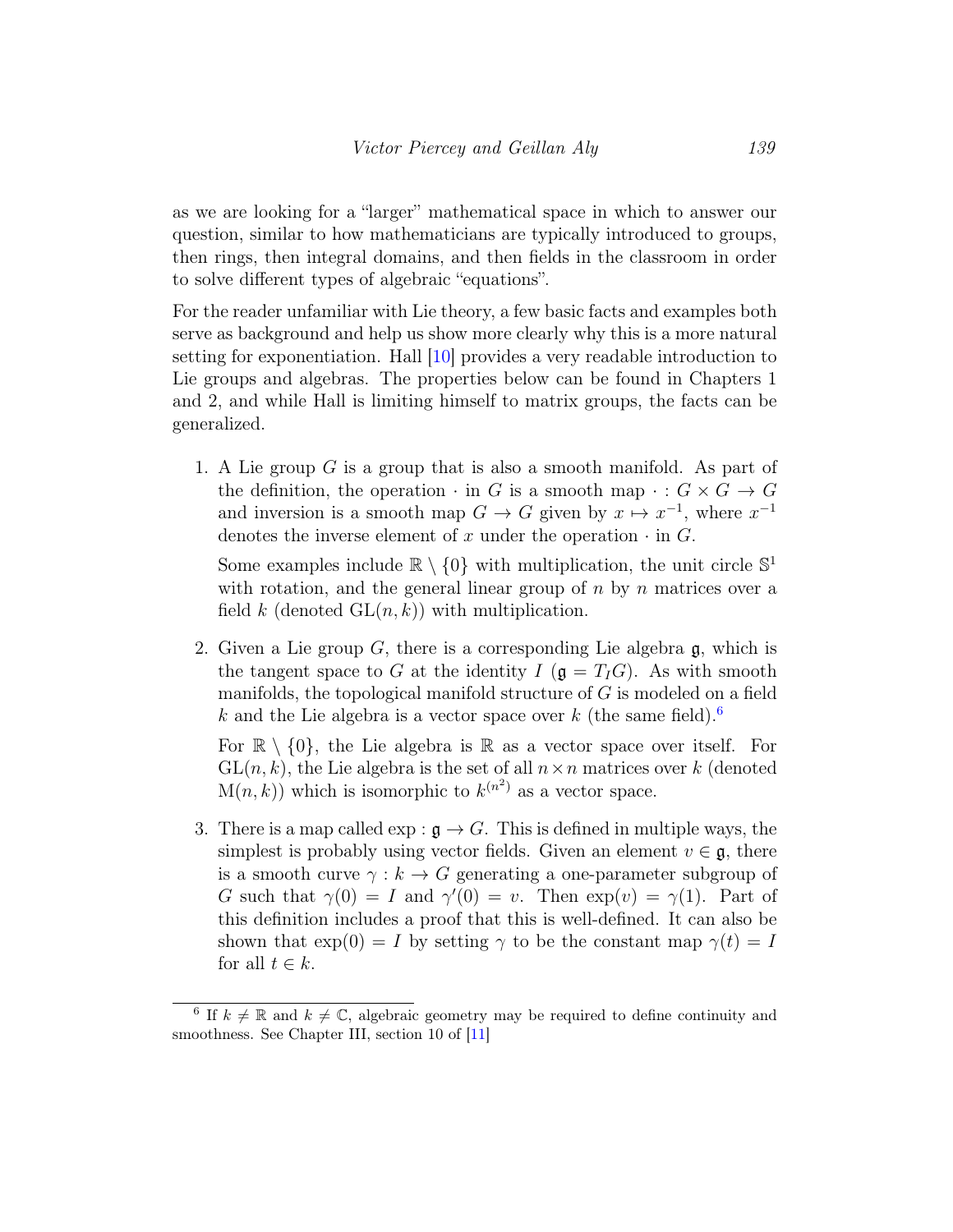as we are looking for a "larger" mathematical space in which to answer our question, similar to how mathematicians are typically introduced to groups, then rings, then integral domains, and then fields in the classroom in order to solve different types of algebraic "equations".

For the reader unfamiliar with Lie theory, a few basic facts and examples both serve as background and help us show more clearly why this is a more natural setting for exponentiation. Hall [10] provides a very readable introduction to Lie groups and algebras. The properties below can be found in Chapters 1 and 2, and while Hall is limiting himself to matrix groups, the facts can be generalized.

1. A Lie group $G$ is a group that is also a smooth manifold. As part of the definition, the operation $\cdot$ in $G$ is a smooth map $\cdot : G \times G \to G$ and inversion is a smooth map $G \to G$ given by $x \mapsto x^{-1}$, where $x^{-1}$ denotes the inverse element of $x$ under the operation $\cdot$ in $G$.

   Some examples include $\mathbb{R} \setminus \{0\}$ with multiplication, the unit circle $\mathbb{S}^1$ with rotation, and the general linear group of $n$ by $n$ matrices over a field $k$ (denoted $\mathrm{GL}(n, k)$) with multiplication.

2. Given a Lie group $G$, there is a corresponding Lie algebra $\mathfrak{g}$, which is the tangent space to $G$ at the identity $I$ ($\mathfrak{g} = T_I G$). As with smooth manifolds, the topological manifold structure of $G$ is modeled on a field $k$ and the Lie algebra is a vector space over $k$ (the same field).[6]

   For $\mathbb{R} \setminus \{0\}$, the Lie algebra is $\mathbb{R}$ as a vector space over itself. For $\mathrm{GL}(n, k)$, the Lie algebra is the set of all $n \times n$ matrices over $k$ (denoted $\mathrm{M}(n, k)$) which is isomorphic to $k^{(n^2)}$ as a vector space.

3. There is a map called $\exp : \mathfrak{g} \to G$. This is defined in multiple ways, the simplest is probably using vector fields. Given an element $v \in \mathfrak{g}$, there is a smooth curve $\gamma : k \to G$ generating a one-parameter subgroup of $G$ such that $\gamma(0) = I$ and $\gamma'(0) = v$. Then $\exp(v) = \gamma(1)$. Part of this definition includes a proof that this is well-defined. It can also be shown that $\exp(0) = I$ by setting $\gamma$ to be the constant map $\gamma(t) = I$ for all $t \in k$.

[6] If $k \neq \mathbb{R}$ and $k \neq \mathbb{C}$, algebraic geometry may be required to define continuity and smoothness. See Chapter III, section 10 of [11]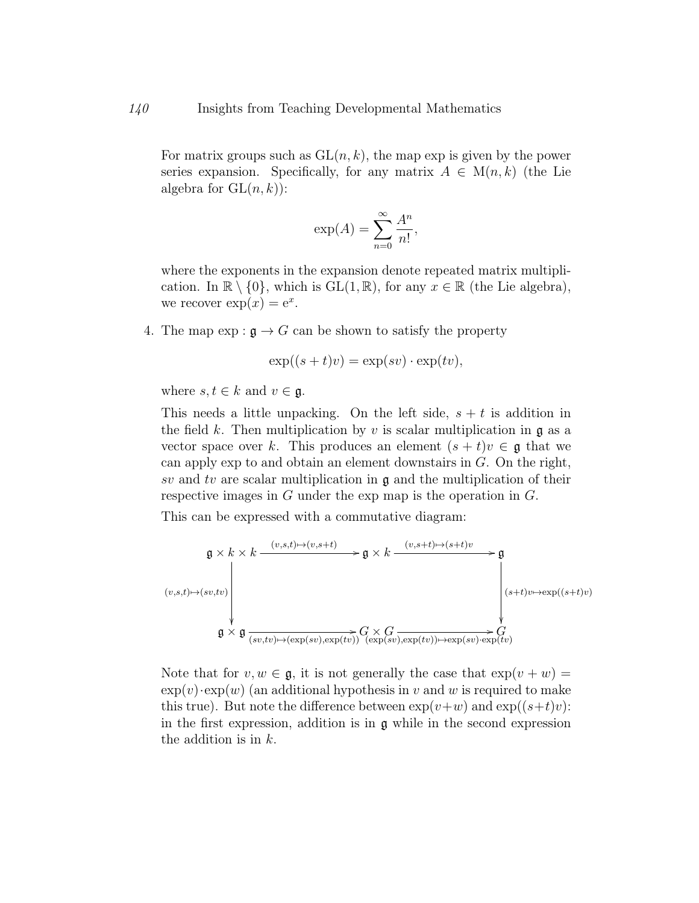For matrix groups such as $\mathrm{GL}(n, k)$, the map exp is given by the power series expansion. Specifically, for any matrix $A \in \mathrm{M}(n, k)$ (the Lie algebra for $\mathrm{GL}(n, k)$):

$$\exp(A) = \sum_{n=0}^{\infty} \frac{A^n}{n!},$$

where the exponents in the expansion denote repeated matrix multiplication. In $\mathbb{R} \setminus \{0\}$, which is $\mathrm{GL}(1, \mathbb{R})$, for any $x \in \mathbb{R}$ (the Lie algebra), we recover $\exp(x) = \mathrm{e}^x$.

4. The map $\exp : \mathfrak{g} \to G$ can be shown to satisfy the property

$$\exp((s+t)v) = \exp(sv) \cdot \exp(tv),$$

where $s, t \in k$ and $v \in \mathfrak{g}$.

This needs a little unpacking. On the left side, $s + t$ is addition in the field $k$. Then multiplication by $v$ is scalar multiplication in $\mathfrak{g}$ as a vector space over $k$. This produces an element $(s+t)v \in \mathfrak{g}$ that we can apply exp to and obtain an element downstairs in $G$. On the right, $sv$ and $tv$ are scalar multiplication in $\mathfrak{g}$ and the multiplication of their respective images in $G$ under the exp map is the operation in $G$.

This can be expressed with a commutative diagram:

$$\begin{array}{ccccc}
\mathfrak{g} \times k \times k & \xrightarrow{(v,s,t) \mapsto (v,s+t)} & \mathfrak{g} \times k & \xrightarrow{(v,s+t) \mapsto (s+t)v} & \mathfrak{g} \\
\Big\downarrow {\scriptstyle (v,s,t) \mapsto (sv,tv)} & & & & \Big\downarrow {\scriptstyle (s+t)v \mapsto \exp((s+t)v)} \\
\mathfrak{g} \times \mathfrak{g} & \xrightarrow[(sv,tv) \mapsto (\exp(sv),\exp(tv))]{} & G \times G & \xrightarrow[(\exp(sv),\exp(tv)) \mapsto \exp(sv) \cdot \exp(tv)]{} & G
\end{array}$$

Note that for $v, w \in \mathfrak{g}$, it is not generally the case that $\exp(v + w) = \exp(v) \cdot \exp(w)$ (an additional hypothesis in $v$ and $w$ is required to make this true). But note the difference between $\exp(v+w)$ and $\exp((s+t)v)$: in the first expression, addition is in $\mathfrak{g}$ while in the second expression the addition is in $k$.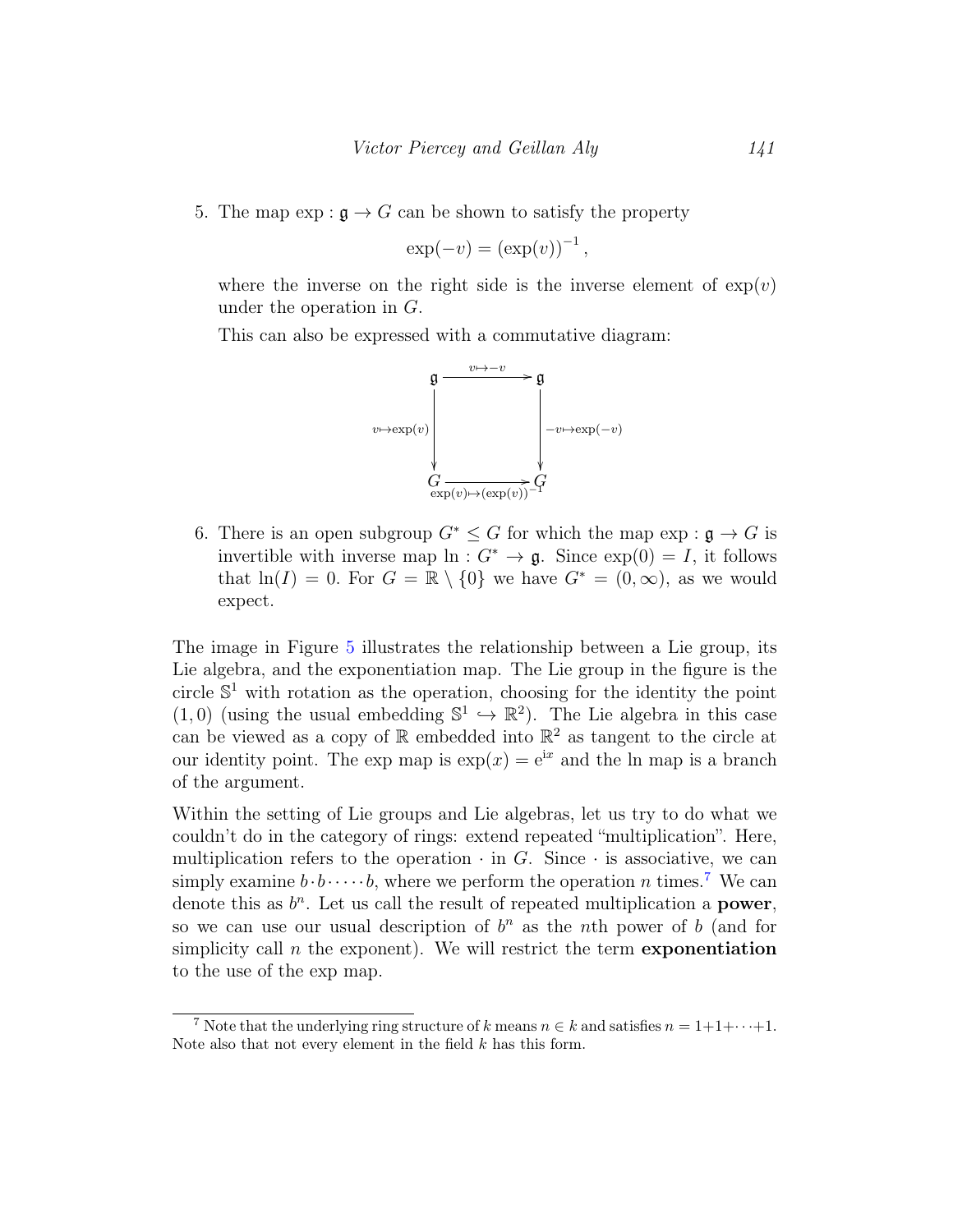5. The map $\exp : \mathfrak{g} \to G$ can be shown to satisfy the property

$$\exp(-v) = (\exp(v))^{-1},$$

where the inverse on the right side is the inverse element of $\exp(v)$ under the operation in $G$.

This can also be expressed with a commutative diagram:

$$\begin{array}{ccc}
\mathfrak{g} & \xrightarrow{v \mapsto -v} & \mathfrak{g} \\
\downarrow{\scriptstyle v \mapsto \exp(v)} & & \downarrow{\scriptstyle -v \mapsto \exp(-v)} \\
G & \xrightarrow[\exp(v) \mapsto (\exp(v))^{-1}]{} & G
\end{array}$$

6. There is an open subgroup $G^* \leq G$ for which the map $\exp : \mathfrak{g} \to G$ is invertible with inverse map $\ln : G^* \to \mathfrak{g}$. Since $\exp(0) = I$, it follows that $\ln(I) = 0$. For $G = \mathbb{R} \setminus \{0\}$ we have $G^* = (0, \infty)$, as we would expect.

The image in Figure 5 illustrates the relationship between a Lie group, its Lie algebra, and the exponentiation map. The Lie group in the figure is the circle $\mathbb{S}^1$ with rotation as the operation, choosing for the identity the point $(1, 0)$ (using the usual embedding $\mathbb{S}^1 \hookrightarrow \mathbb{R}^2$). The Lie algebra in this case can be viewed as a copy of $\mathbb{R}$ embedded into $\mathbb{R}^2$ as tangent to the circle at our identity point. The exp map is $\exp(x) = \mathrm{e}^{\mathrm{i}x}$ and the ln map is a branch of the argument.

Within the setting of Lie groups and Lie algebras, let us try to do what we couldn't do in the category of rings: extend repeated "multiplication". Here, multiplication refers to the operation $\cdot$ in $G$. Since $\cdot$ is associative, we can simply examine $b \cdot b \cdot \cdots \cdot b$, where we perform the operation $n$ times.[7] We can denote this as $b^n$. Let us call the result of repeated multiplication a **power**, so we can use our usual description of $b^n$ as the $n$th power of $b$ (and for simplicity call $n$ the exponent). We will restrict the term **exponentiation** to the use of the exp map.

---

[7] Note that the underlying ring structure of $k$ means $n \in k$ and satisfies $n = 1+1+\cdots+1$. Note also that not every element in the field $k$ has this form.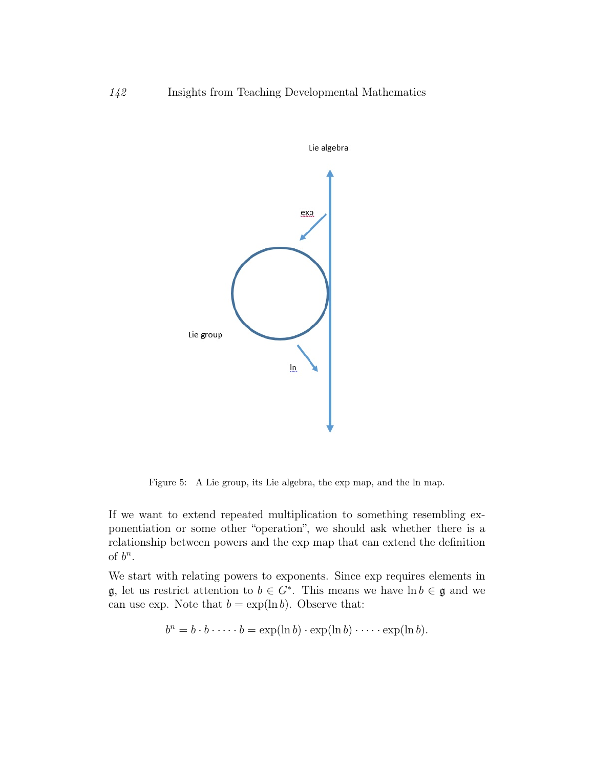Figure 5: A Lie group, its Lie algebra, the exp map, and the ln map.

If we want to extend repeated multiplication to something resembling exponentiation or some other "operation", we should ask whether there is a relationship between powers and the exp map that can extend the definition of $b^n$.

We start with relating powers to exponents. Since exp requires elements in $\mathfrak{g}$, let us restrict attention to $b \in G^*$. This means we have $\ln b \in \mathfrak{g}$ and we can use exp. Note that $b = \exp(\ln b)$. Observe that:

$$b^n = b \cdot b \cdot \cdots \cdot b = \exp(\ln b) \cdot \exp(\ln b) \cdot \cdots \cdot \exp(\ln b).$$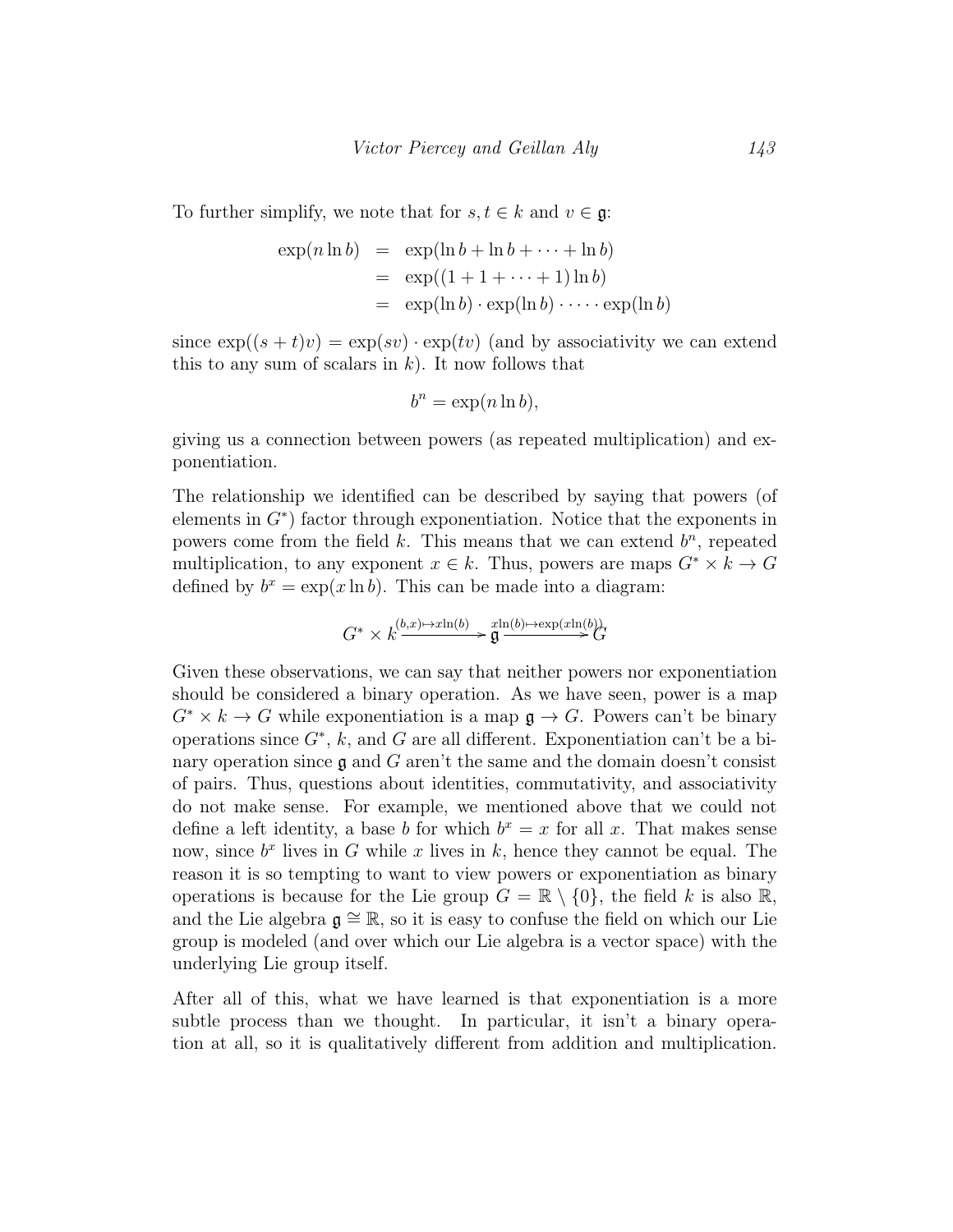To further simplify, we note that for $s, t \in k$ and $v \in \mathfrak{g}$:

$$
\begin{aligned}
\exp(n \ln b) &= \exp(\ln b + \ln b + \cdots + \ln b) \\
&= \exp((1 + 1 + \cdots + 1) \ln b) \\
&= \exp(\ln b) \cdot \exp(\ln b) \cdot \cdots \cdot \exp(\ln b)
\end{aligned}
$$

since $\exp((s + t)v) = \exp(sv) \cdot \exp(tv)$ (and by associativity we can extend this to any sum of scalars in $k$). It now follows that

$$
b^n = \exp(n \ln b),
$$

giving us a connection between powers (as repeated multiplication) and exponentiation.

The relationship we identified can be described by saying that powers (of elements in $G^*$) factor through exponentiation. Notice that the exponents in powers come from the field $k$. This means that we can extend $b^n$, repeated multiplication, to any exponent $x \in k$. Thus, powers are maps $G^* \times k \to G$ defined by $b^x = \exp(x \ln b)$. This can be made into a diagram:

$$
G^* \times k \xrightarrow{(b,x) \mapsto x \ln(b)} \mathfrak{g} \xrightarrow{x \ln(b) \mapsto \exp(x \ln(b))} G
$$

Given these observations, we can say that neither powers nor exponentiation should be considered a binary operation. As we have seen, power is a map $G^* \times k \to G$ while exponentiation is a map $\mathfrak{g} \to G$. Powers can't be binary operations since $G^*$, $k$, and $G$ are all different. Exponentiation can't be a binary operation since $\mathfrak{g}$ and $G$ aren't the same and the domain doesn't consist of pairs. Thus, questions about identities, commutativity, and associativity do not make sense. For example, we mentioned above that we could not define a left identity, a base $b$ for which $b^x = x$ for all $x$. That makes sense now, since $b^x$ lives in $G$ while $x$ lives in $k$, hence they cannot be equal. The reason it is so tempting to want to view powers or exponentiation as binary operations is because for the Lie group $G = \mathbb{R} \setminus \{0\}$, the field $k$ is also $\mathbb{R}$, and the Lie algebra $\mathfrak{g} \cong \mathbb{R}$, so it is easy to confuse the field on which our Lie group is modeled (and over which our Lie algebra is a vector space) with the underlying Lie group itself.

After all of this, what we have learned is that exponentiation is a more subtle process than we thought. In particular, it isn't a binary operation at all, so it is qualitatively different from addition and multiplication.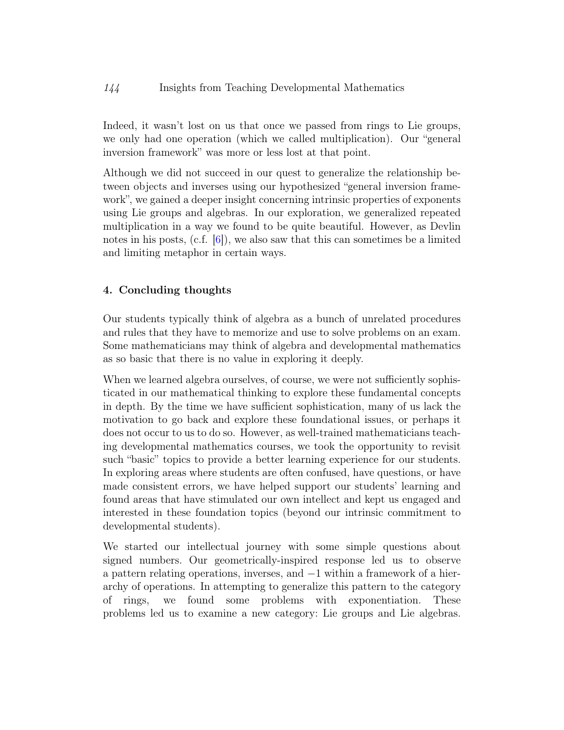Indeed, it wasn't lost on us that once we passed from rings to Lie groups, we only had one operation (which we called multiplication). Our "general inversion framework" was more or less lost at that point.

Although we did not succeed in our quest to generalize the relationship between objects and inverses using our hypothesized "general inversion framework", we gained a deeper insight concerning intrinsic properties of exponents using Lie groups and algebras. In our exploration, we generalized repeated multiplication in a way we found to be quite beautiful. However, as Devlin notes in his posts, (c.f. [6]), we also saw that this can sometimes be a limited and limiting metaphor in certain ways.

## 4. Concluding thoughts

Our students typically think of algebra as a bunch of unrelated procedures and rules that they have to memorize and use to solve problems on an exam. Some mathematicians may think of algebra and developmental mathematics as so basic that there is no value in exploring it deeply.

When we learned algebra ourselves, of course, we were not sufficiently sophisticated in our mathematical thinking to explore these fundamental concepts in depth. By the time we have sufficient sophistication, many of us lack the motivation to go back and explore these foundational issues, or perhaps it does not occur to us to do so. However, as well-trained mathematicians teaching developmental mathematics courses, we took the opportunity to revisit such "basic" topics to provide a better learning experience for our students. In exploring areas where students are often confused, have questions, or have made consistent errors, we have helped support our students' learning and found areas that have stimulated our own intellect and kept us engaged and interested in these foundation topics (beyond our intrinsic commitment to developmental students).

We started our intellectual journey with some simple questions about signed numbers. Our geometrically-inspired response led us to observe a pattern relating operations, inverses, and $-1$ within a framework of a hierarchy of operations. In attempting to generalize this pattern to the category of rings, we found some problems with exponentiation. These problems led us to examine a new category: Lie groups and Lie algebras.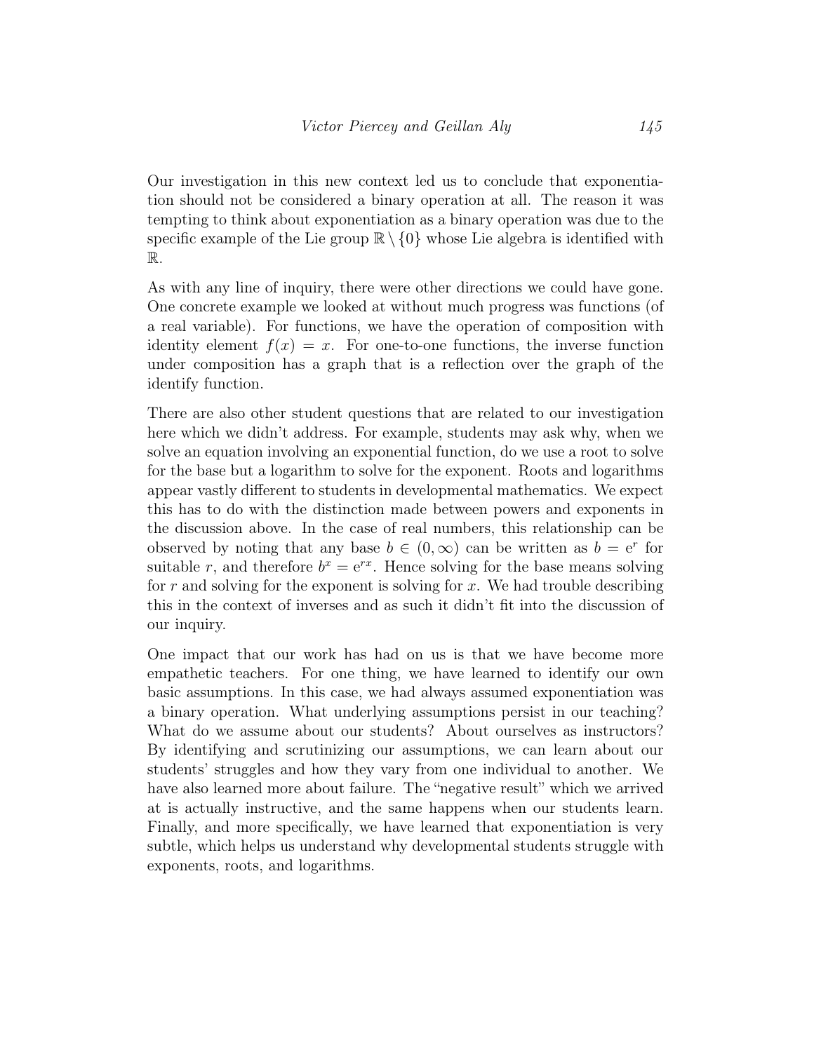Our investigation in this new context led us to conclude that exponentiation should not be considered a binary operation at all. The reason it was tempting to think about exponentiation as a binary operation was due to the specific example of the Lie group $\mathbb{R} \setminus \{0\}$ whose Lie algebra is identified with $\mathbb{R}$.

As with any line of inquiry, there were other directions we could have gone. One concrete example we looked at without much progress was functions (of a real variable). For functions, we have the operation of composition with identity element $f(x) = x$. For one-to-one functions, the inverse function under composition has a graph that is a reflection over the graph of the identify function.

There are also other student questions that are related to our investigation here which we didn't address. For example, students may ask why, when we solve an equation involving an exponential function, do we use a root to solve for the base but a logarithm to solve for the exponent. Roots and logarithms appear vastly different to students in developmental mathematics. We expect this has to do with the distinction made between powers and exponents in the discussion above. In the case of real numbers, this relationship can be observed by noting that any base $b \in (0, \infty)$ can be written as $b = \mathrm{e}^r$ for suitable $r$, and therefore $b^x = \mathrm{e}^{rx}$. Hence solving for the base means solving for $r$ and solving for the exponent is solving for $x$. We had trouble describing this in the context of inverses and as such it didn't fit into the discussion of our inquiry.

One impact that our work has had on us is that we have become more empathetic teachers. For one thing, we have learned to identify our own basic assumptions. In this case, we had always assumed exponentiation was a binary operation. What underlying assumptions persist in our teaching? What do we assume about our students? About ourselves as instructors? By identifying and scrutinizing our assumptions, we can learn about our students' struggles and how they vary from one individual to another. We have also learned more about failure. The "negative result" which we arrived at is actually instructive, and the same happens when our students learn. Finally, and more specifically, we have learned that exponentiation is very subtle, which helps us understand why developmental students struggle with exponents, roots, and logarithms.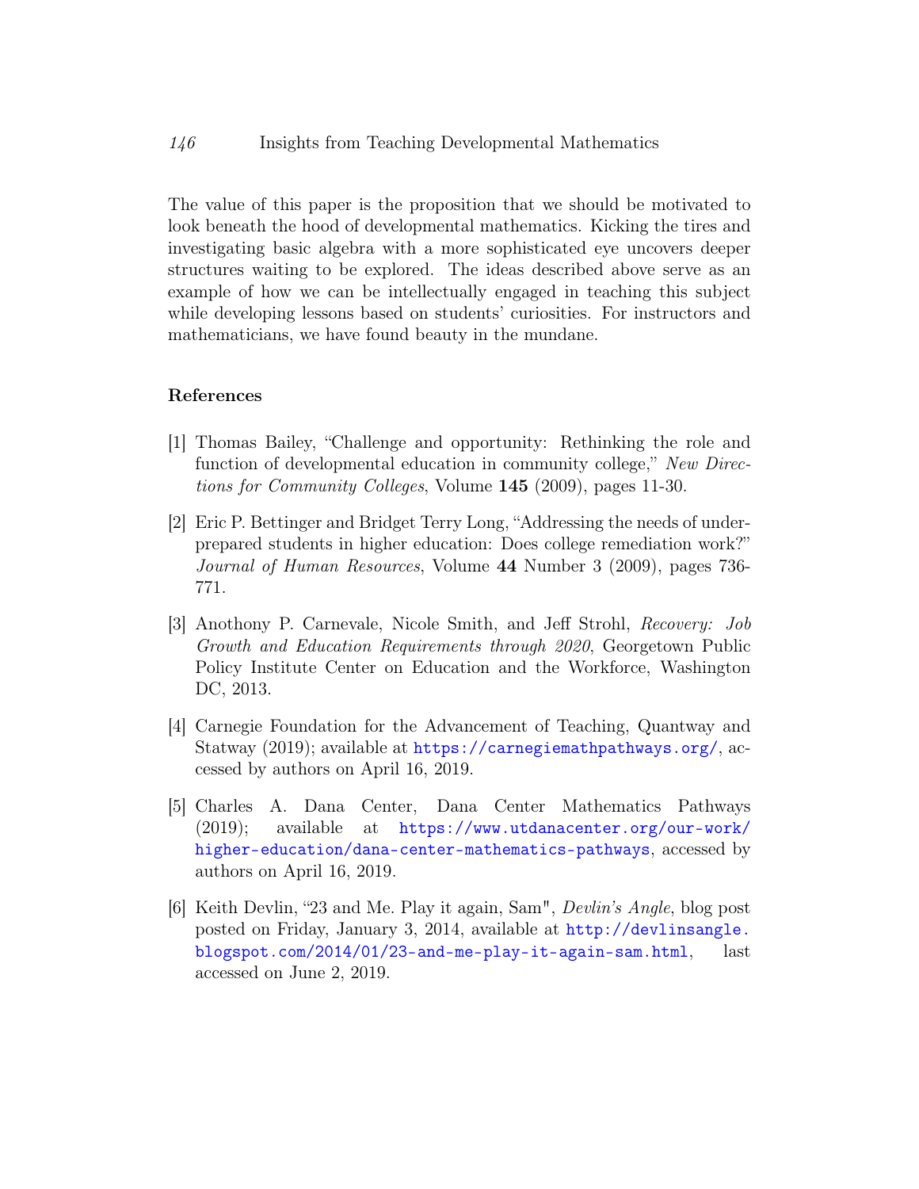The value of this paper is the proposition that we should be motivated to look beneath the hood of developmental mathematics. Kicking the tires and investigating basic algebra with a more sophisticated eye uncovers deeper structures waiting to be explored. The ideas described above serve as an example of how we can be intellectually engaged in teaching this subject while developing lessons based on students' curiosities. For instructors and mathematicians, we have found beauty in the mundane.

## References

[1] Thomas Bailey, "Challenge and opportunity: Rethinking the role and function of developmental education in community college," *New Directions for Community Colleges*, Volume **145** (2009), pages 11-30.

[2] Eric P. Bettinger and Bridget Terry Long, "Addressing the needs of under-prepared students in higher education: Does college remediation work?" *Journal of Human Resources*, Volume **44** Number 3 (2009), pages 736-771.

[3] Anothony P. Carnevale, Nicole Smith, and Jeff Strohl, *Recovery: Job Growth and Education Requirements through 2020*, Georgetown Public Policy Institute Center on Education and the Workforce, Washington DC, 2013.

[4] Carnegie Foundation for the Advancement of Teaching, Quantway and Statway (2019); available at https://carnegiemathpathways.org/, accessed by authors on April 16, 2019.

[5] Charles A. Dana Center, Dana Center Mathematics Pathways (2019); available at https://www.utdanacenter.org/our-work/higher-education/dana-center-mathematics-pathways, accessed by authors on April 16, 2019.

[6] Keith Devlin, "23 and Me. Play it again, Sam", *Devlin's Angle*, blog post posted on Friday, January 3, 2014, available at http://devlinsangle.blogspot.com/2014/01/23-and-me-play-it-again-sam.html, last accessed on June 2, 2019.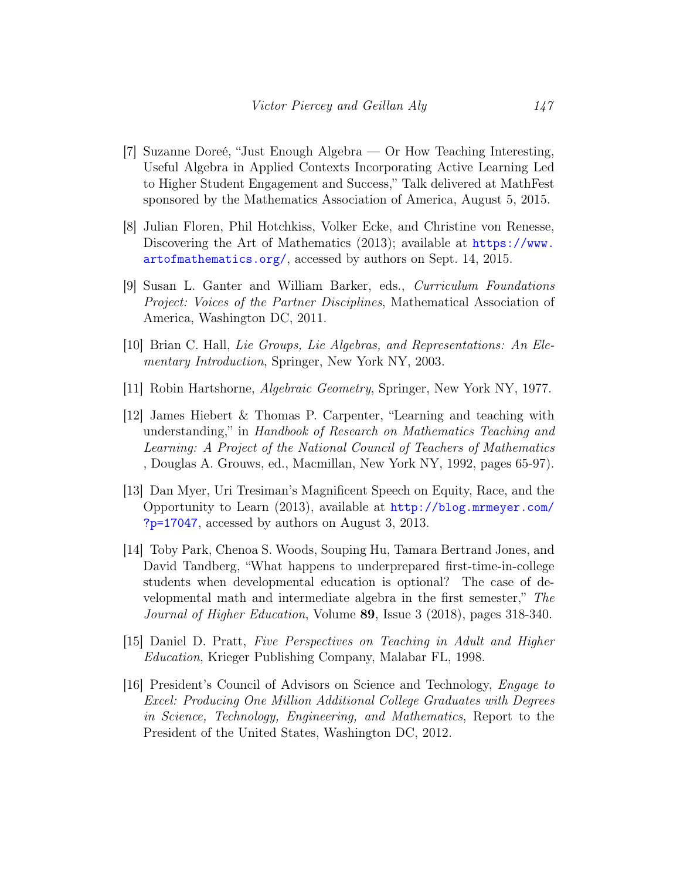[7] Suzanne Doreé, "Just Enough Algebra — Or How Teaching Interesting, Useful Algebra in Applied Contexts Incorporating Active Learning Led to Higher Student Engagement and Success," Talk delivered at MathFest sponsored by the Mathematics Association of America, August 5, 2015.

[8] Julian Floren, Phil Hotchkiss, Volker Ecke, and Christine von Renesse, Discovering the Art of Mathematics (2013); available at https://www.artofmathematics.org/, accessed by authors on Sept. 14, 2015.

[9] Susan L. Ganter and William Barker, eds., *Curriculum Foundations Project: Voices of the Partner Disciplines*, Mathematical Association of America, Washington DC, 2011.

[10] Brian C. Hall, *Lie Groups, Lie Algebras, and Representations: An Elementary Introduction*, Springer, New York NY, 2003.

[11] Robin Hartshorne, *Algebraic Geometry*, Springer, New York NY, 1977.

[12] James Hiebert & Thomas P. Carpenter, "Learning and teaching with understanding," in *Handbook of Research on Mathematics Teaching and Learning: A Project of the National Council of Teachers of Mathematics* , Douglas A. Grouws, ed., Macmillan, New York NY, 1992, pages 65-97).

[13] Dan Myer, Uri Tresiman's Magnificent Speech on Equity, Race, and the Opportunity to Learn (2013), available at http://blog.mrmeyer.com/?p=17047, accessed by authors on August 3, 2013.

[14] Toby Park, Chenoa S. Woods, Souping Hu, Tamara Bertrand Jones, and David Tandberg, "What happens to underprepared first-time-in-college students when developmental education is optional? The case of developmental math and intermediate algebra in the first semester," *The Journal of Higher Education*, Volume **89**, Issue 3 (2018), pages 318-340.

[15] Daniel D. Pratt, *Five Perspectives on Teaching in Adult and Higher Education*, Krieger Publishing Company, Malabar FL, 1998.

[16] President's Council of Advisors on Science and Technology, *Engage to Excel: Producing One Million Additional College Graduates with Degrees in Science, Technology, Engineering, and Mathematics*, Report to the President of the United States, Washington DC, 2012.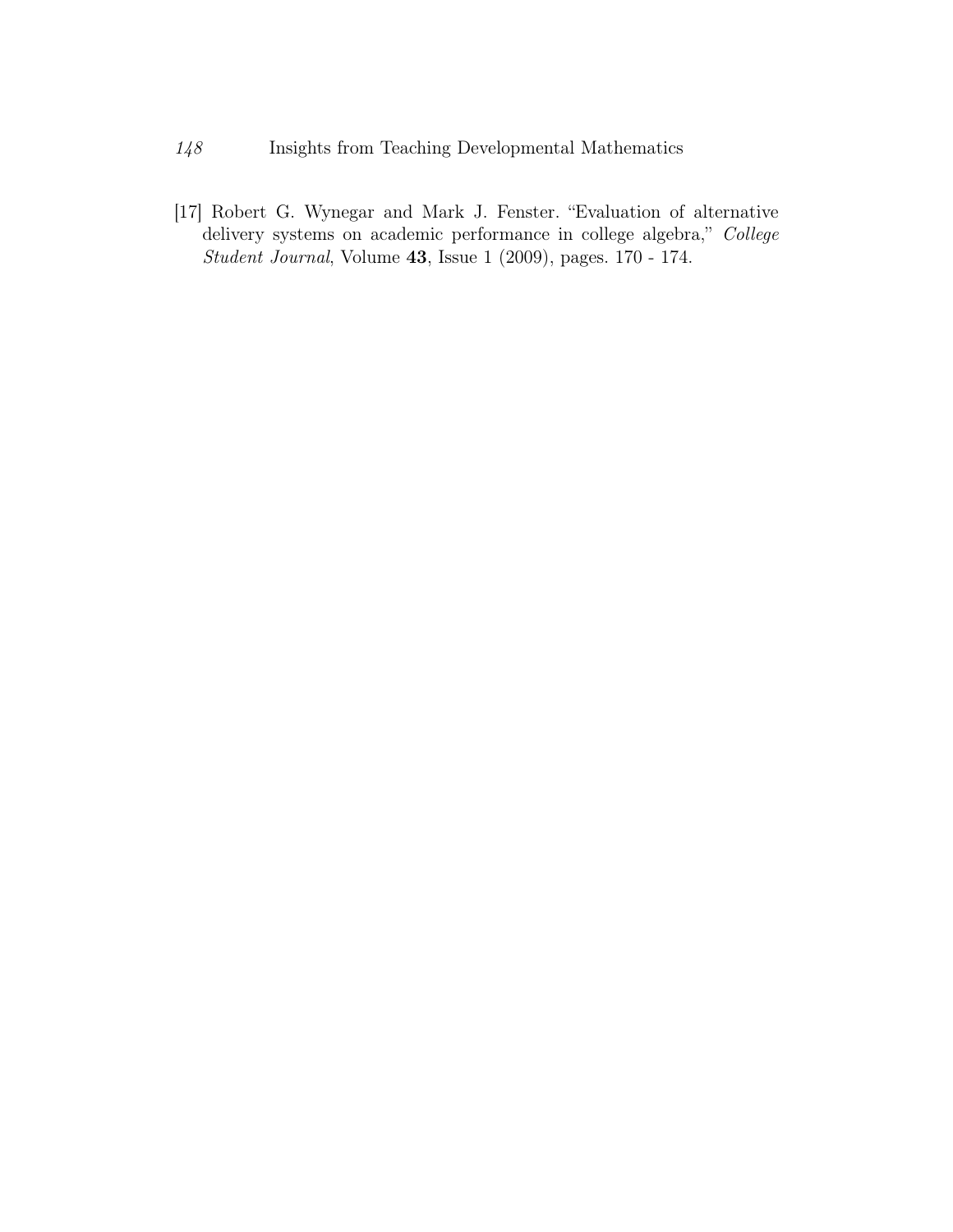[17] Robert G. Wynegar and Mark J. Fenster. "Evaluation of alternative delivery systems on academic performance in college algebra," *College Student Journal*, Volume **43**, Issue 1 (2009), pages. 170 - 174.